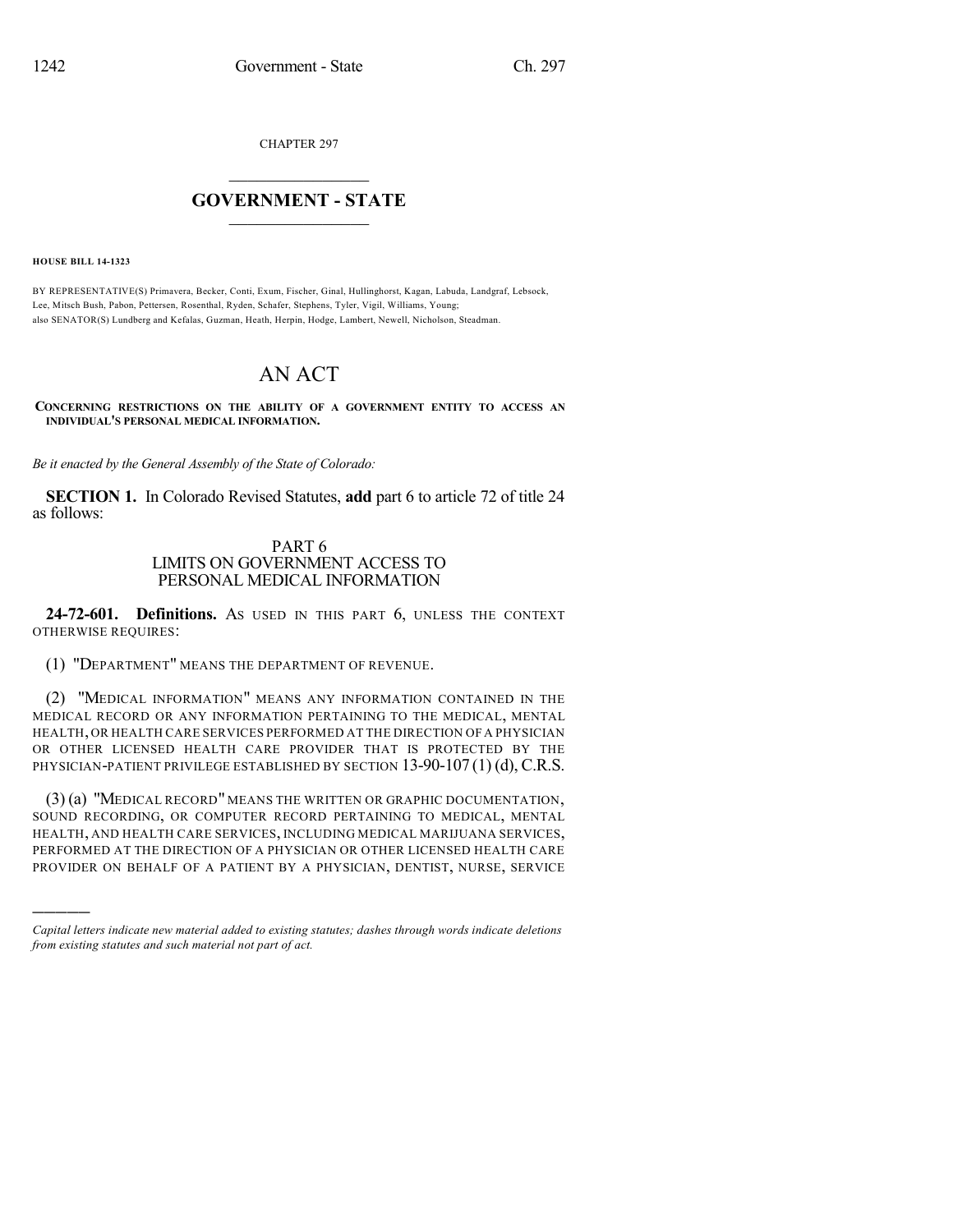CHAPTER 297

# GOVERNMENT - STATE

**HOUSE BILL 14-1323**

BY REPRESENTATIVE(S) Primavera, Becker, Conti, Exum, Fischer, Ginal, Hullinghorst, Kagan, Labuda, Landgraf, Lebsock, Lee, Mitsch Bush, Pabon, Pettersen, Rosenthal, Ryden, Schafer, Stephens, Tyler, Vigil, Williams, Young; also SENATOR(S) Lundberg and Kefalas, Guzman, Heath, Herpin, Hodge, Lambert, Newell, Nicholson, Steadman.

# AN ACT

**CONCERNING RESTRICTIONS ON THE ABILITY OF A GOVERNMENT ENTITY TO ACCESS AN INDIVIDUAL'S PERSONAL MEDICAL INFORMATION.**

*Be it enacted by the General Assembly of the State of Colorado:*

**SECTION 1.** In Colorado Revised Statutes, **add** part 6 to article 72 of title 24 as follows:

## PART 6
## LIMITS ON GOVERNMENT ACCESS TO PERSONAL MEDICAL INFORMATION

**24-72-601. Definitions.** AS USED IN THIS PART 6, UNLESS THE CONTEXT OTHERWISE REQUIRES:

(1) "DEPARTMENT" MEANS THE DEPARTMENT OF REVENUE.

(2) "MEDICAL INFORMATION" MEANS ANY INFORMATION CONTAINED IN THE MEDICAL RECORD OR ANY INFORMATION PERTAINING TO THE MEDICAL, MENTAL HEALTH, OR HEALTH CARE SERVICES PERFORMED AT THE DIRECTION OF A PHYSICIAN OR OTHER LICENSED HEALTH CARE PROVIDER THAT IS PROTECTED BY THE PHYSICIAN-PATIENT PRIVILEGE ESTABLISHED BY SECTION 13-90-107 (1) (d), C.R.S.

(3) (a) "MEDICAL RECORD" MEANS THE WRITTEN OR GRAPHIC DOCUMENTATION, SOUND RECORDING, OR COMPUTER RECORD PERTAINING TO MEDICAL, MENTAL HEALTH, AND HEALTH CARE SERVICES, INCLUDING MEDICAL MARIJUANA SERVICES, PERFORMED AT THE DIRECTION OF A PHYSICIAN OR OTHER LICENSED HEALTH CARE PROVIDER ON BEHALF OF A PATIENT BY A PHYSICIAN, DENTIST, NURSE, SERVICE

---

*Capital letters indicate new material added to existing statutes; dashes through words indicate deletions from existing statutes and such material not part of act.*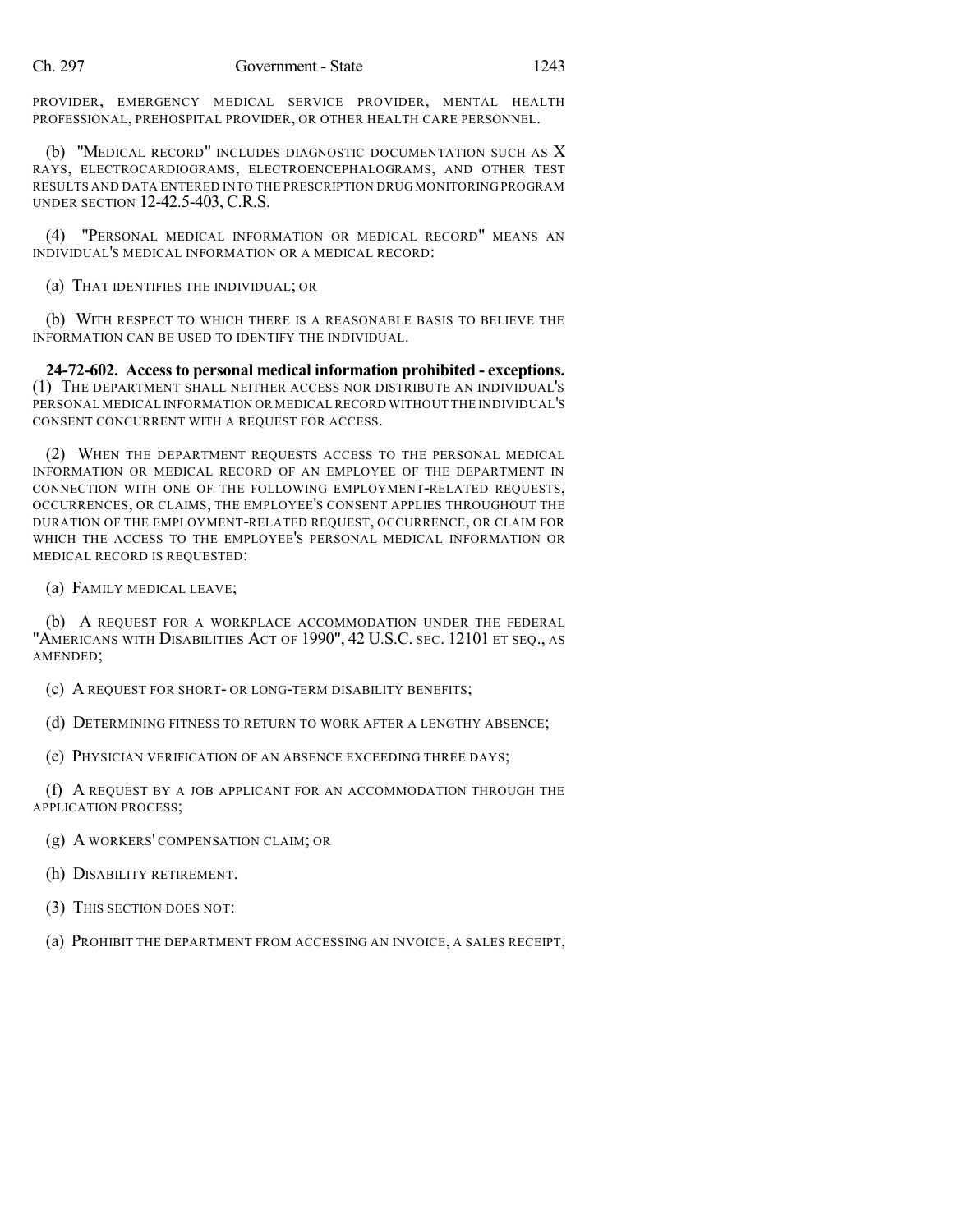PROVIDER, EMERGENCY MEDICAL SERVICE PROVIDER, MENTAL HEALTH PROFESSIONAL, PREHOSPITAL PROVIDER, OR OTHER HEALTH CARE PERSONNEL.

(b) "MEDICAL RECORD" INCLUDES DIAGNOSTIC DOCUMENTATION SUCH AS X RAYS, ELECTROCARDIOGRAMS, ELECTROENCEPHALOGRAMS, AND OTHER TEST RESULTS AND DATA ENTERED INTO THE PRESCRIPTION DRUG MONITORING PROGRAM UNDER SECTION 12-42.5-403, C.R.S.

(4) "PERSONAL MEDICAL INFORMATION OR MEDICAL RECORD" MEANS AN INDIVIDUAL'S MEDICAL INFORMATION OR A MEDICAL RECORD:

(a) THAT IDENTIFIES THE INDIVIDUAL; OR

(b) WITH RESPECT TO WHICH THERE IS A REASONABLE BASIS TO BELIEVE THE INFORMATION CAN BE USED TO IDENTIFY THE INDIVIDUAL.

**24-72-602. Access to personal medical information prohibited - exceptions.** (1) THE DEPARTMENT SHALL NEITHER ACCESS NOR DISTRIBUTE AN INDIVIDUAL'S PERSONAL MEDICAL INFORMATION OR MEDICAL RECORD WITHOUT THE INDIVIDUAL'S CONSENT CONCURRENT WITH A REQUEST FOR ACCESS.

(2) WHEN THE DEPARTMENT REQUESTS ACCESS TO THE PERSONAL MEDICAL INFORMATION OR MEDICAL RECORD OF AN EMPLOYEE OF THE DEPARTMENT IN CONNECTION WITH ONE OF THE FOLLOWING EMPLOYMENT-RELATED REQUESTS, OCCURRENCES, OR CLAIMS, THE EMPLOYEE'S CONSENT APPLIES THROUGHOUT THE DURATION OF THE EMPLOYMENT-RELATED REQUEST, OCCURRENCE, OR CLAIM FOR WHICH THE ACCESS TO THE EMPLOYEE'S PERSONAL MEDICAL INFORMATION OR MEDICAL RECORD IS REQUESTED:

(a) FAMILY MEDICAL LEAVE;

(b) A REQUEST FOR A WORKPLACE ACCOMMODATION UNDER THE FEDERAL "AMERICANS WITH DISABILITIES ACT OF 1990", 42 U.S.C. SEC. 12101 ET SEQ., AS AMENDED;

(c) A REQUEST FOR SHORT- OR LONG-TERM DISABILITY BENEFITS;

(d) DETERMINING FITNESS TO RETURN TO WORK AFTER A LENGTHY ABSENCE;

(e) PHYSICIAN VERIFICATION OF AN ABSENCE EXCEEDING THREE DAYS;

(f) A REQUEST BY A JOB APPLICANT FOR AN ACCOMMODATION THROUGH THE APPLICATION PROCESS;

(g) A WORKERS' COMPENSATION CLAIM; OR

(h) DISABILITY RETIREMENT.

(3) THIS SECTION DOES NOT:

(a) PROHIBIT THE DEPARTMENT FROM ACCESSING AN INVOICE, A SALES RECEIPT,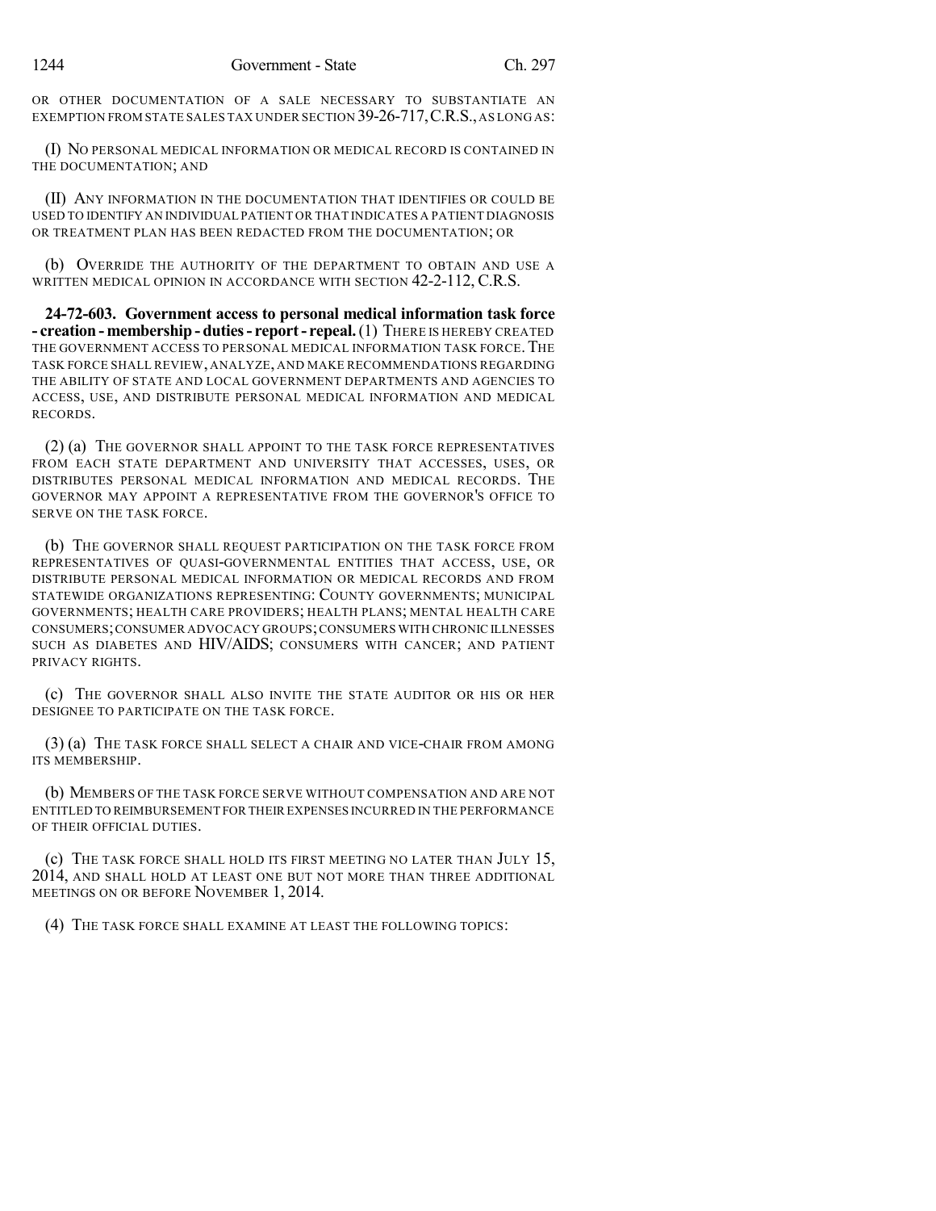OR OTHER DOCUMENTATION OF A SALE NECESSARY TO SUBSTANTIATE AN EXEMPTION FROM STATE SALES TAX UNDER SECTION 39-26-717, C.R.S., AS LONG AS:

(I) NO PERSONAL MEDICAL INFORMATION OR MEDICAL RECORD IS CONTAINED IN THE DOCUMENTATION; AND

(II) ANY INFORMATION IN THE DOCUMENTATION THAT IDENTIFIES OR COULD BE USED TO IDENTIFY AN INDIVIDUAL PATIENT OR THAT INDICATES A PATIENT DIAGNOSIS OR TREATMENT PLAN HAS BEEN REDACTED FROM THE DOCUMENTATION; OR

(b) OVERRIDE THE AUTHORITY OF THE DEPARTMENT TO OBTAIN AND USE A WRITTEN MEDICAL OPINION IN ACCORDANCE WITH SECTION 42-2-112, C.R.S.

**24-72-603. Government access to personal medical information task force - creation - membership - duties - report - repeal.** (1) THERE IS HEREBY CREATED THE GOVERNMENT ACCESS TO PERSONAL MEDICAL INFORMATION TASK FORCE. THE TASK FORCE SHALL REVIEW, ANALYZE, AND MAKE RECOMMENDATIONS REGARDING THE ABILITY OF STATE AND LOCAL GOVERNMENT DEPARTMENTS AND AGENCIES TO ACCESS, USE, AND DISTRIBUTE PERSONAL MEDICAL INFORMATION AND MEDICAL RECORDS.

(2) (a) THE GOVERNOR SHALL APPOINT TO THE TASK FORCE REPRESENTATIVES FROM EACH STATE DEPARTMENT AND UNIVERSITY THAT ACCESSES, USES, OR DISTRIBUTES PERSONAL MEDICAL INFORMATION AND MEDICAL RECORDS. THE GOVERNOR MAY APPOINT A REPRESENTATIVE FROM THE GOVERNOR'S OFFICE TO SERVE ON THE TASK FORCE.

(b) THE GOVERNOR SHALL REQUEST PARTICIPATION ON THE TASK FORCE FROM REPRESENTATIVES OF QUASI-GOVERNMENTAL ENTITIES THAT ACCESS, USE, OR DISTRIBUTE PERSONAL MEDICAL INFORMATION OR MEDICAL RECORDS AND FROM STATEWIDE ORGANIZATIONS REPRESENTING: COUNTY GOVERNMENTS; MUNICIPAL GOVERNMENTS; HEALTH CARE PROVIDERS; HEALTH PLANS; MENTAL HEALTH CARE CONSUMERS; CONSUMER ADVOCACY GROUPS; CONSUMERS WITH CHRONIC ILLNESSES SUCH AS DIABETES AND HIV/AIDS; CONSUMERS WITH CANCER; AND PATIENT PRIVACY RIGHTS.

(c) THE GOVERNOR SHALL ALSO INVITE THE STATE AUDITOR OR HIS OR HER DESIGNEE TO PARTICIPATE ON THE TASK FORCE.

(3) (a) THE TASK FORCE SHALL SELECT A CHAIR AND VICE-CHAIR FROM AMONG ITS MEMBERSHIP.

(b) MEMBERS OF THE TASK FORCE SERVE WITHOUT COMPENSATION AND ARE NOT ENTITLED TO REIMBURSEMENT FOR THEIR EXPENSES INCURRED IN THE PERFORMANCE OF THEIR OFFICIAL DUTIES.

(c) THE TASK FORCE SHALL HOLD ITS FIRST MEETING NO LATER THAN JULY 15, 2014, AND SHALL HOLD AT LEAST ONE BUT NOT MORE THAN THREE ADDITIONAL MEETINGS ON OR BEFORE NOVEMBER 1, 2014.

(4) THE TASK FORCE SHALL EXAMINE AT LEAST THE FOLLOWING TOPICS: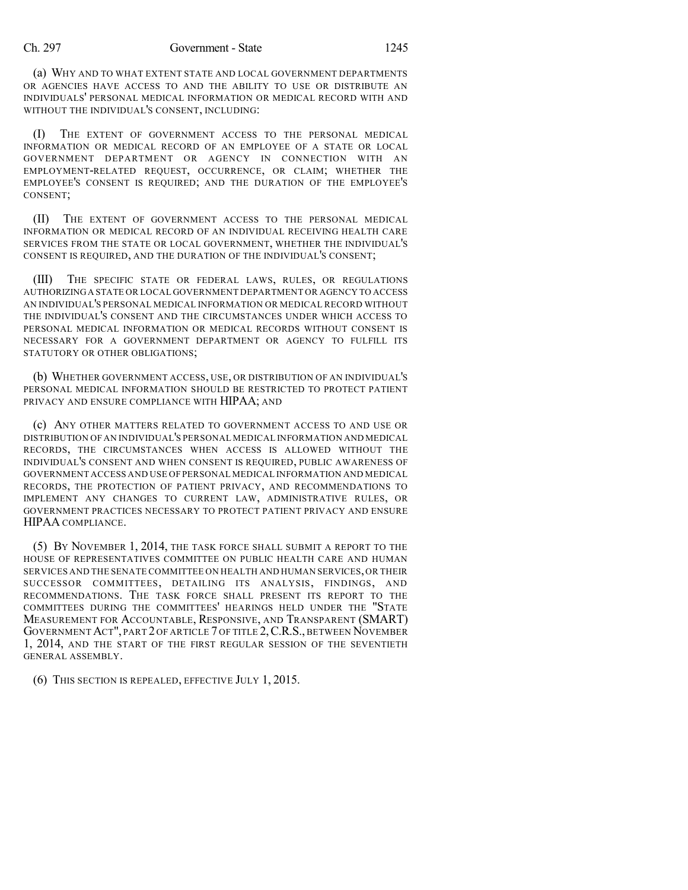(a) WHY AND TO WHAT EXTENT STATE AND LOCAL GOVERNMENT DEPARTMENTS OR AGENCIES HAVE ACCESS TO AND THE ABILITY TO USE OR DISTRIBUTE AN INDIVIDUALS' PERSONAL MEDICAL INFORMATION OR MEDICAL RECORD WITH AND WITHOUT THE INDIVIDUAL'S CONSENT, INCLUDING:

(I) THE EXTENT OF GOVERNMENT ACCESS TO THE PERSONAL MEDICAL INFORMATION OR MEDICAL RECORD OF AN EMPLOYEE OF A STATE OR LOCAL GOVERNMENT DEPARTMENT OR AGENCY IN CONNECTION WITH AN EMPLOYMENT-RELATED REQUEST, OCCURRENCE, OR CLAIM; WHETHER THE EMPLOYEE'S CONSENT IS REQUIRED; AND THE DURATION OF THE EMPLOYEE'S CONSENT;

(II) THE EXTENT OF GOVERNMENT ACCESS TO THE PERSONAL MEDICAL INFORMATION OR MEDICAL RECORD OF AN INDIVIDUAL RECEIVING HEALTH CARE SERVICES FROM THE STATE OR LOCAL GOVERNMENT, WHETHER THE INDIVIDUAL'S CONSENT IS REQUIRED, AND THE DURATION OF THE INDIVIDUAL'S CONSENT;

(III) THE SPECIFIC STATE OR FEDERAL LAWS, RULES, OR REGULATIONS AUTHORIZING A STATE OR LOCAL GOVERNMENT DEPARTMENT OR AGENCY TO ACCESS AN INDIVIDUAL'S PERSONAL MEDICAL INFORMATION OR MEDICAL RECORD WITHOUT THE INDIVIDUAL'S CONSENT AND THE CIRCUMSTANCES UNDER WHICH ACCESS TO PERSONAL MEDICAL INFORMATION OR MEDICAL RECORDS WITHOUT CONSENT IS NECESSARY FOR A GOVERNMENT DEPARTMENT OR AGENCY TO FULFILL ITS STATUTORY OR OTHER OBLIGATIONS;

(b) WHETHER GOVERNMENT ACCESS, USE, OR DISTRIBUTION OF AN INDIVIDUAL'S PERSONAL MEDICAL INFORMATION SHOULD BE RESTRICTED TO PROTECT PATIENT PRIVACY AND ENSURE COMPLIANCE WITH HIPAA; AND

(c) ANY OTHER MATTERS RELATED TO GOVERNMENT ACCESS TO AND USE OR DISTRIBUTION OF AN INDIVIDUAL'S PERSONAL MEDICAL INFORMATION AND MEDICAL RECORDS, THE CIRCUMSTANCES WHEN ACCESS IS ALLOWED WITHOUT THE INDIVIDUAL'S CONSENT AND WHEN CONSENT IS REQUIRED, PUBLIC AWARENESS OF GOVERNMENT ACCESS AND USE OF PERSONAL MEDICAL INFORMATION AND MEDICAL RECORDS, THE PROTECTION OF PATIENT PRIVACY, AND RECOMMENDATIONS TO IMPLEMENT ANY CHANGES TO CURRENT LAW, ADMINISTRATIVE RULES, OR GOVERNMENT PRACTICES NECESSARY TO PROTECT PATIENT PRIVACY AND ENSURE HIPAA COMPLIANCE.

(5) BY NOVEMBER 1, 2014, THE TASK FORCE SHALL SUBMIT A REPORT TO THE HOUSE OF REPRESENTATIVES COMMITTEE ON PUBLIC HEALTH CARE AND HUMAN SERVICES AND THE SENATE COMMITTEE ON HEALTH AND HUMAN SERVICES, OR THEIR SUCCESSOR COMMITTEES, DETAILING ITS ANALYSIS, FINDINGS, AND RECOMMENDATIONS. THE TASK FORCE SHALL PRESENT ITS REPORT TO THE COMMITTEES DURING THE COMMITTEES' HEARINGS HELD UNDER THE "STATE MEASUREMENT FOR ACCOUNTABLE, RESPONSIVE, AND TRANSPARENT (SMART) GOVERNMENT ACT", PART 2 OF ARTICLE 7 OF TITLE 2, C.R.S., BETWEEN NOVEMBER 1, 2014, AND THE START OF THE FIRST REGULAR SESSION OF THE SEVENTIETH GENERAL ASSEMBLY.

(6) THIS SECTION IS REPEALED, EFFECTIVE JULY 1, 2015.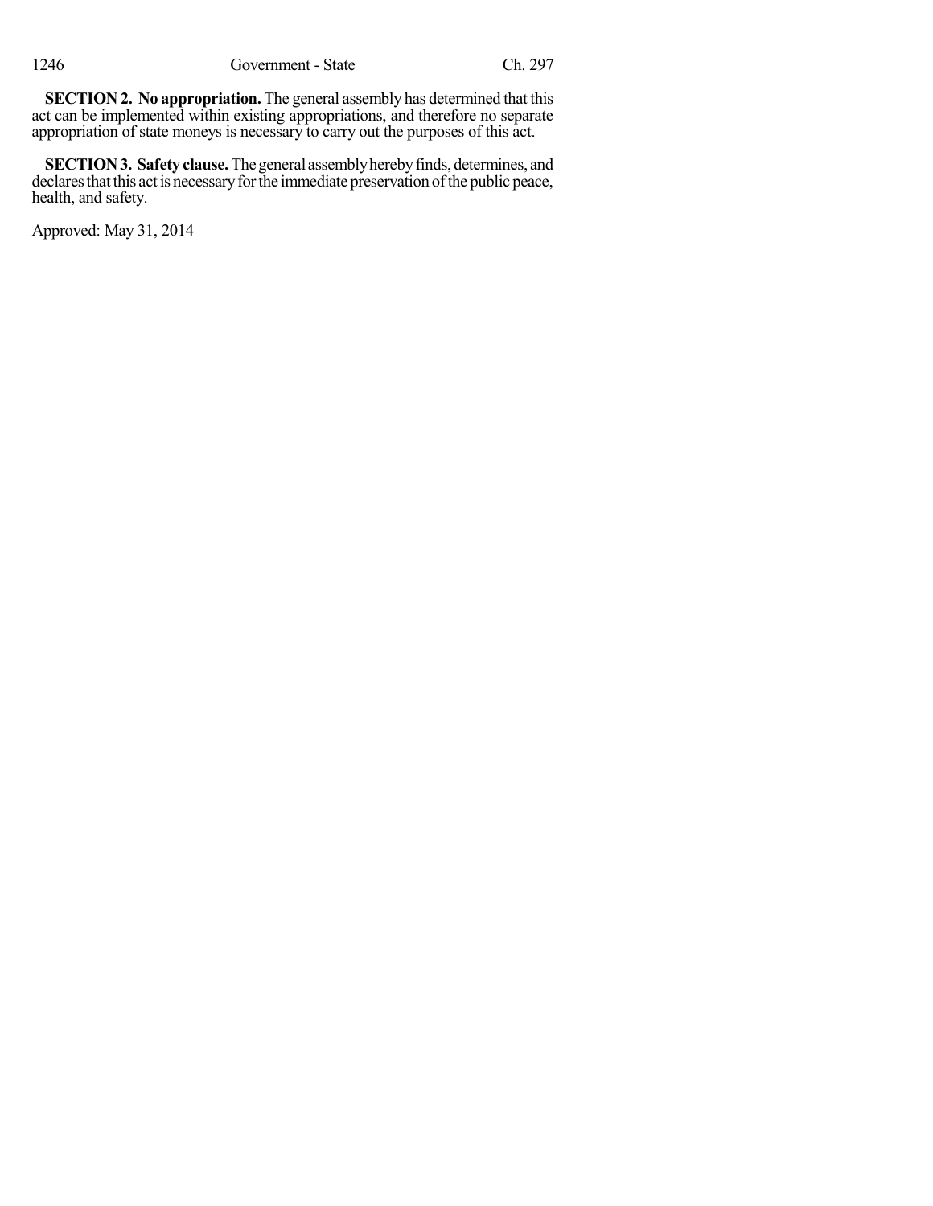**SECTION 2. No appropriation.** The general assembly has determined that this act can be implemented within existing appropriations, and therefore no separate appropriation of state moneys is necessary to carry out the purposes of this act.

**SECTION 3. Safety clause.** The general assembly hereby finds, determines, and declares that this act is necessary for the immediate preservation of the public peace, health, and safety.

Approved: May 31, 2014